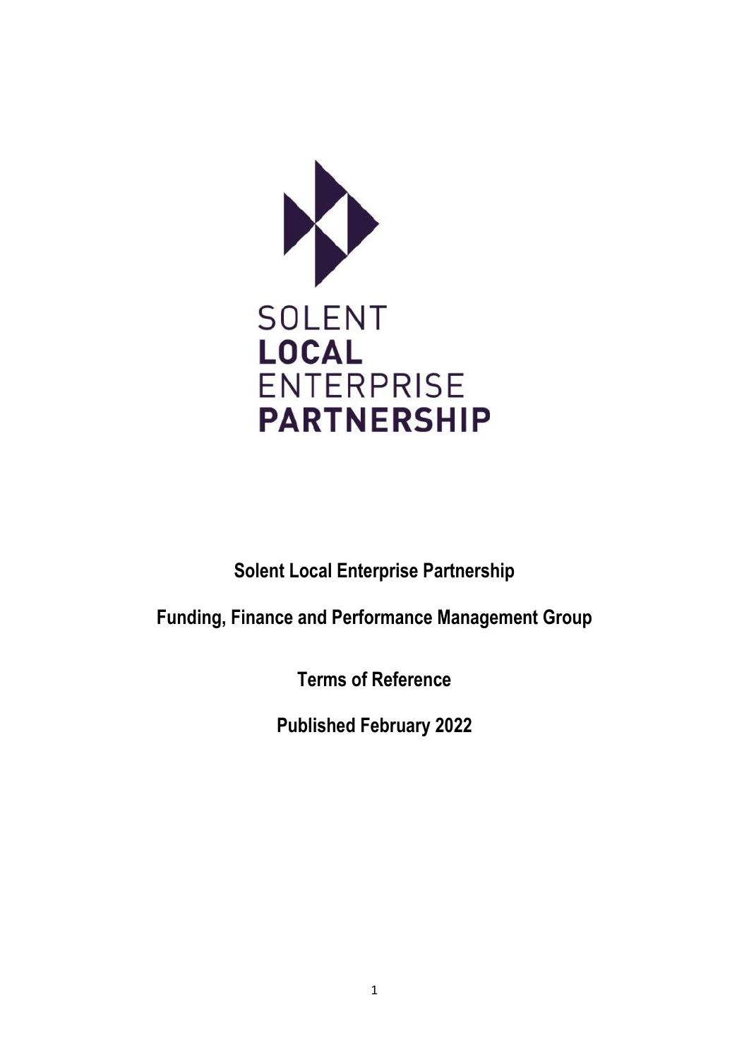SOLENT
**LOCAL**
ENTERPRISE
**PARTNERSHIP**

# Solent Local Enterprise Partnership

## Funding, Finance and Performance Management Group

## Terms of Reference

**Published February 2022**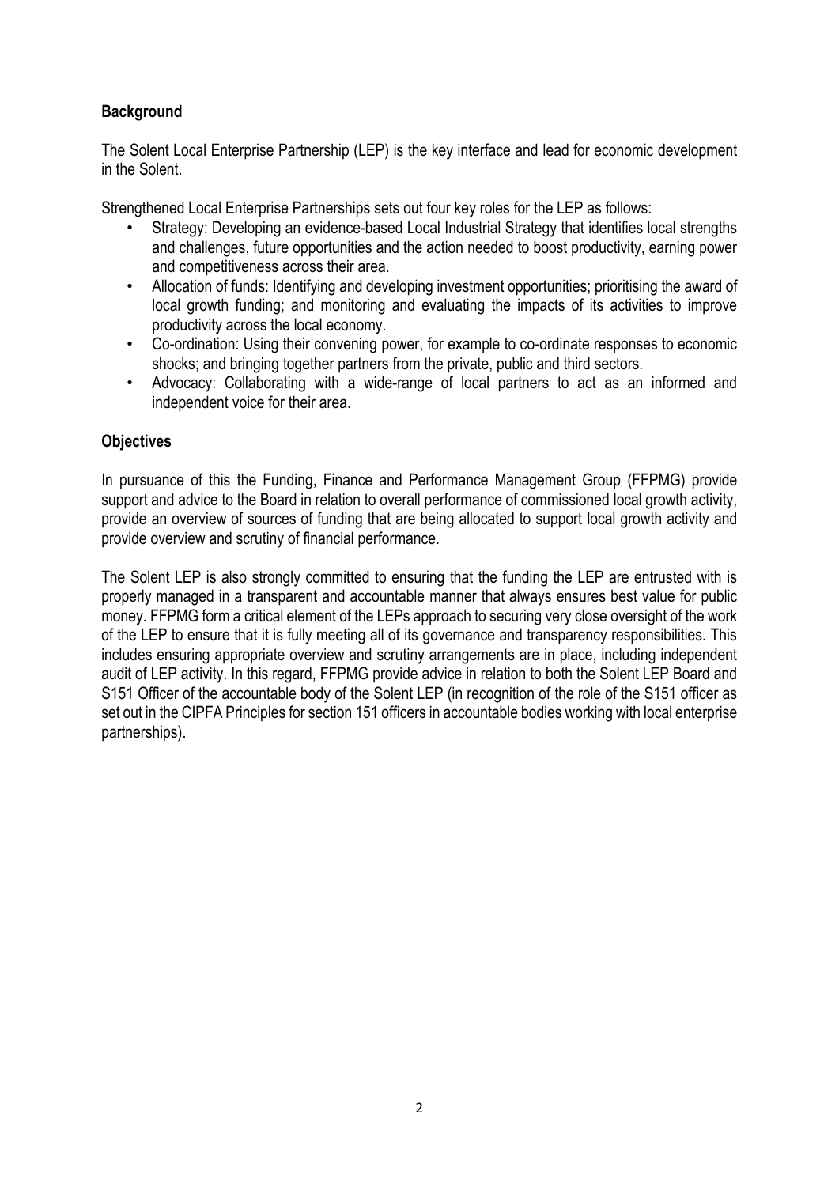**Background**

The Solent Local Enterprise Partnership (LEP) is the key interface and lead for economic development in the Solent.

Strengthened Local Enterprise Partnerships sets out four key roles for the LEP as follows:

- Strategy: Developing an evidence-based Local Industrial Strategy that identifies local strengths and challenges, future opportunities and the action needed to boost productivity, earning power and competitiveness across their area.
- Allocation of funds: Identifying and developing investment opportunities; prioritising the award of local growth funding; and monitoring and evaluating the impacts of its activities to improve productivity across the local economy.
- Co-ordination: Using their convening power, for example to co-ordinate responses to economic shocks; and bringing together partners from the private, public and third sectors.
- Advocacy: Collaborating with a wide-range of local partners to act as an informed and independent voice for their area.

**Objectives**

In pursuance of this the Funding, Finance and Performance Management Group (FFPMG) provide support and advice to the Board in relation to overall performance of commissioned local growth activity, provide an overview of sources of funding that are being allocated to support local growth activity and provide overview and scrutiny of financial performance.

The Solent LEP is also strongly committed to ensuring that the funding the LEP are entrusted with is properly managed in a transparent and accountable manner that always ensures best value for public money. FFPMG form a critical element of the LEPs approach to securing very close oversight of the work of the LEP to ensure that it is fully meeting all of its governance and transparency responsibilities. This includes ensuring appropriate overview and scrutiny arrangements are in place, including independent audit of LEP activity. In this regard, FFPMG provide advice in relation to both the Solent LEP Board and S151 Officer of the accountable body of the Solent LEP (in recognition of the role of the S151 officer as set out in the CIPFA Principles for section 151 officers in accountable bodies working with local enterprise partnerships).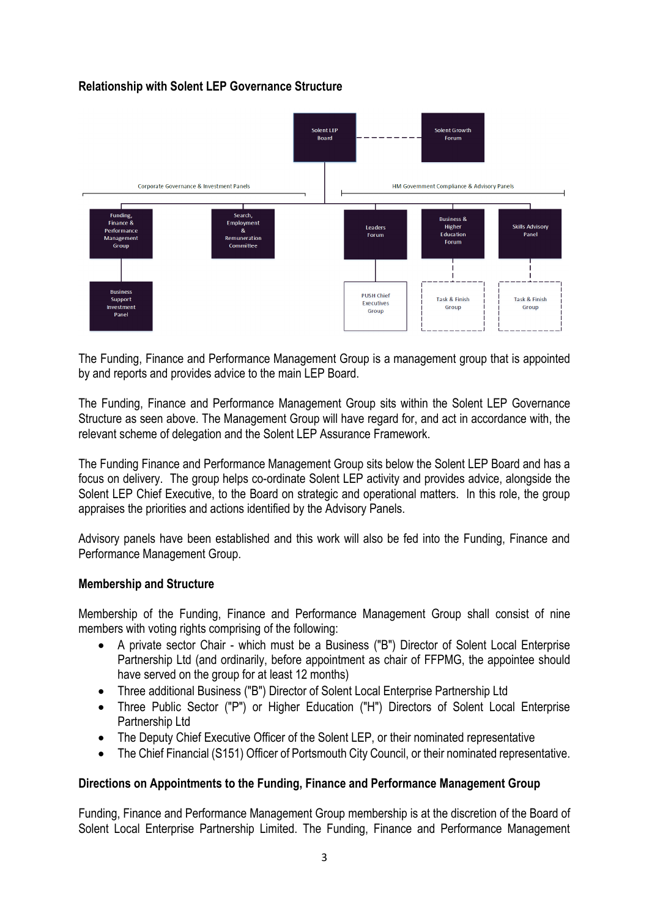## Relationship with Solent LEP Governance Structure

Solent LEP Board

Solent Growth Forum

Corporate Governance & Investment Panels

HM Government Compliance & Advisory Panels

Funding, Finance & Performance Management Group

Search, Employment & Remuneration Committee

Leaders Forum

Business & Higher Education Forum

Skills Advisory Panel

Business Support Investment Panel

PUSH Chief Executives Group

Task & Finish Group

Task & Finish Group

The Funding, Finance and Performance Management Group is a management group that is appointed by and reports and provides advice to the main LEP Board.

The Funding, Finance and Performance Management Group sits within the Solent LEP Governance Structure as seen above. The Management Group will have regard for, and act in accordance with, the relevant scheme of delegation and the Solent LEP Assurance Framework.

The Funding Finance and Performance Management Group sits below the Solent LEP Board and has a focus on delivery. The group helps co-ordinate Solent LEP activity and provides advice, alongside the Solent LEP Chief Executive, to the Board on strategic and operational matters. In this role, the group appraises the priorities and actions identified by the Advisory Panels.

Advisory panels have been established and this work will also be fed into the Funding, Finance and Performance Management Group.

## Membership and Structure

Membership of the Funding, Finance and Performance Management Group shall consist of nine members with voting rights comprising of the following:

- A private sector Chair - which must be a Business ("B") Director of Solent Local Enterprise Partnership Ltd (and ordinarily, before appointment as chair of FFPMG, the appointee should have served on the group for at least 12 months)
- Three additional Business ("B") Director of Solent Local Enterprise Partnership Ltd
- Three Public Sector ("P") or Higher Education ("H") Directors of Solent Local Enterprise Partnership Ltd
- The Deputy Chief Executive Officer of the Solent LEP, or their nominated representative
- The Chief Financial (S151) Officer of Portsmouth City Council, or their nominated representative.

## Directions on Appointments to the Funding, Finance and Performance Management Group

Funding, Finance and Performance Management Group membership is at the discretion of the Board of Solent Local Enterprise Partnership Limited. The Funding, Finance and Performance Management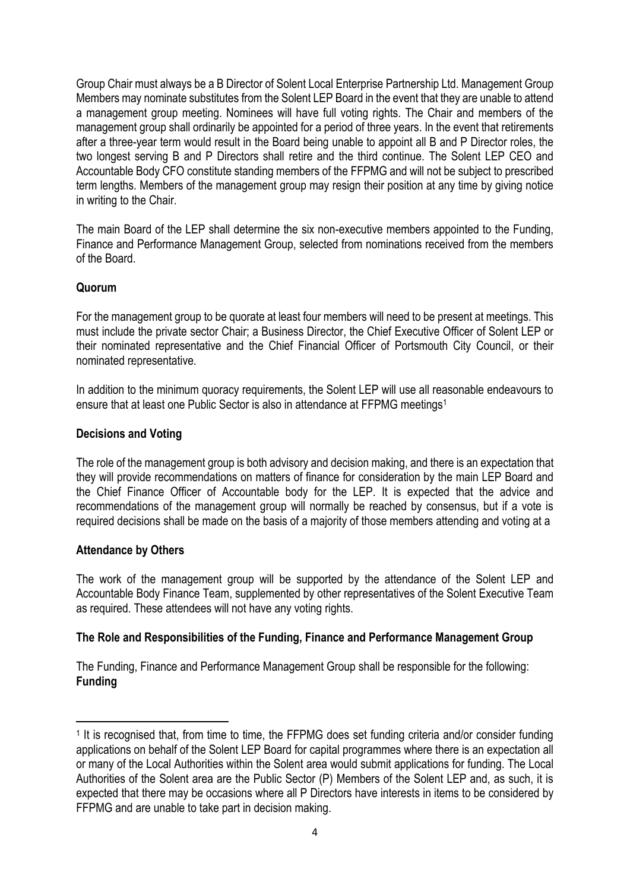Group Chair must always be a B Director of Solent Local Enterprise Partnership Ltd. Management Group Members may nominate substitutes from the Solent LEP Board in the event that they are unable to attend a management group meeting. Nominees will have full voting rights. The Chair and members of the management group shall ordinarily be appointed for a period of three years. In the event that retirements after a three-year term would result in the Board being unable to appoint all B and P Director roles, the two longest serving B and P Directors shall retire and the third continue. The Solent LEP CEO and Accountable Body CFO constitute standing members of the FFPMG and will not be subject to prescribed term lengths. Members of the management group may resign their position at any time by giving notice in writing to the Chair.

The main Board of the LEP shall determine the six non-executive members appointed to the Funding, Finance and Performance Management Group, selected from nominations received from the members of the Board.

**Quorum**

For the management group to be quorate at least four members will need to be present at meetings. This must include the private sector Chair; a Business Director, the Chief Executive Officer of Solent LEP or their nominated representative and the Chief Financial Officer of Portsmouth City Council, or their nominated representative.

In addition to the minimum quoracy requirements, the Solent LEP will use all reasonable endeavours to ensure that at least one Public Sector is also in attendance at FFPMG meetings[1]

**Decisions and Voting**

The role of the management group is both advisory and decision making, and there is an expectation that they will provide recommendations on matters of finance for consideration by the main LEP Board and the Chief Finance Officer of Accountable body for the LEP. It is expected that the advice and recommendations of the management group will normally be reached by consensus, but if a vote is required decisions shall be made on the basis of a majority of those members attending and voting at a

**Attendance by Others**

The work of the management group will be supported by the attendance of the Solent LEP and Accountable Body Finance Team, supplemented by other representatives of the Solent Executive Team as required. These attendees will not have any voting rights.

**The Role and Responsibilities of the Funding, Finance and Performance Management Group**

The Funding, Finance and Performance Management Group shall be responsible for the following:
**Funding**

[1] It is recognised that, from time to time, the FFPMG does set funding criteria and/or consider funding applications on behalf of the Solent LEP Board for capital programmes where there is an expectation all or many of the Local Authorities within the Solent area would submit applications for funding. The Local Authorities of the Solent area are the Public Sector (P) Members of the Solent LEP and, as such, it is expected that there may be occasions where all P Directors have interests in items to be considered by FFPMG and are unable to take part in decision making.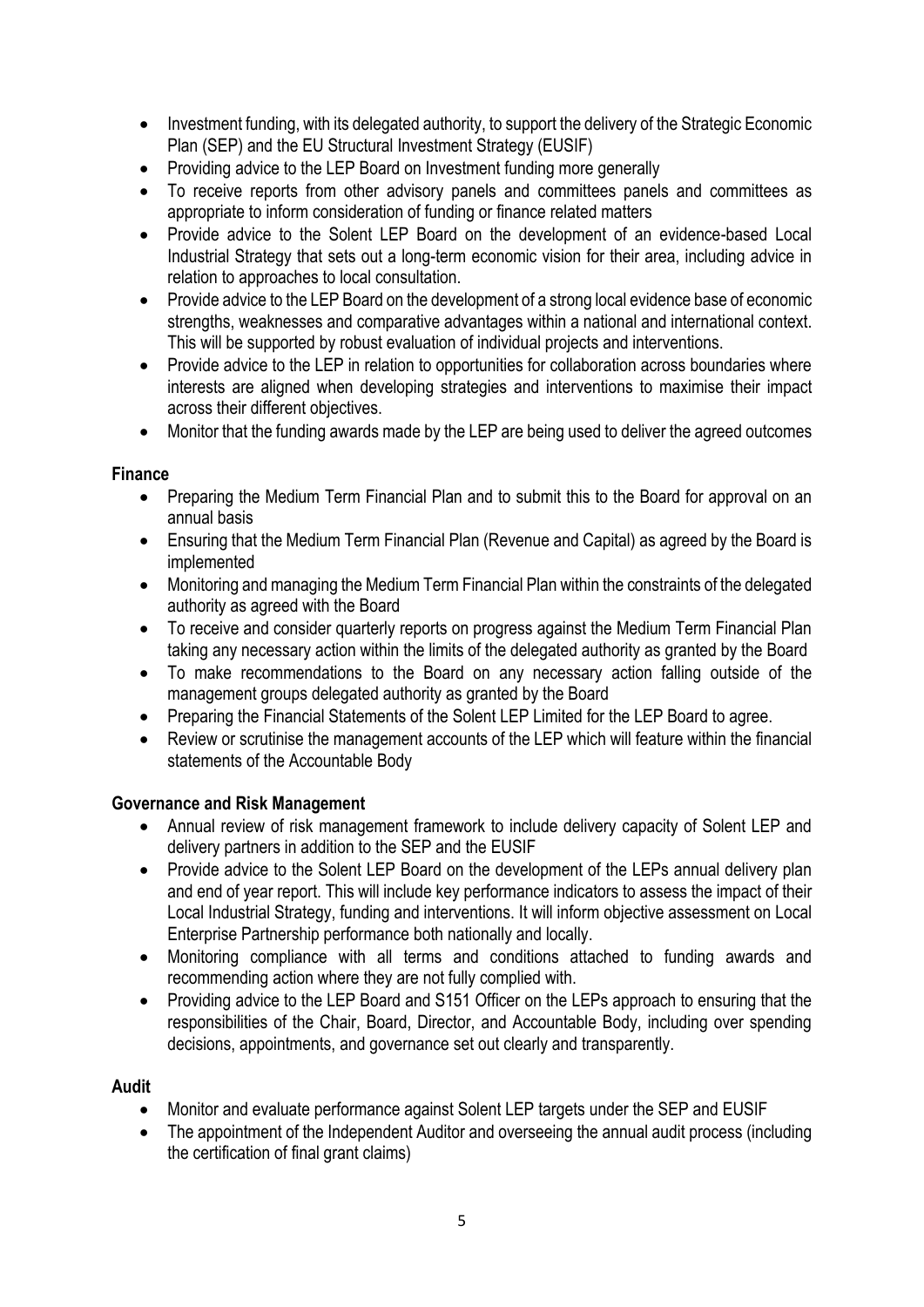- Investment funding, with its delegated authority, to support the delivery of the Strategic Economic Plan (SEP) and the EU Structural Investment Strategy (EUSIF)
- Providing advice to the LEP Board on Investment funding more generally
- To receive reports from other advisory panels and committees panels and committees as appropriate to inform consideration of funding or finance related matters
- Provide advice to the Solent LEP Board on the development of an evidence-based Local Industrial Strategy that sets out a long-term economic vision for their area, including advice in relation to approaches to local consultation.
- Provide advice to the LEP Board on the development of a strong local evidence base of economic strengths, weaknesses and comparative advantages within a national and international context. This will be supported by robust evaluation of individual projects and interventions.
- Provide advice to the LEP in relation to opportunities for collaboration across boundaries where interests are aligned when developing strategies and interventions to maximise their impact across their different objectives.
- Monitor that the funding awards made by the LEP are being used to deliver the agreed outcomes

**Finance**

- Preparing the Medium Term Financial Plan and to submit this to the Board for approval on an annual basis
- Ensuring that the Medium Term Financial Plan (Revenue and Capital) as agreed by the Board is implemented
- Monitoring and managing the Medium Term Financial Plan within the constraints of the delegated authority as agreed with the Board
- To receive and consider quarterly reports on progress against the Medium Term Financial Plan taking any necessary action within the limits of the delegated authority as granted by the Board
- To make recommendations to the Board on any necessary action falling outside of the management groups delegated authority as granted by the Board
- Preparing the Financial Statements of the Solent LEP Limited for the LEP Board to agree.
- Review or scrutinise the management accounts of the LEP which will feature within the financial statements of the Accountable Body

**Governance and Risk Management**

- Annual review of risk management framework to include delivery capacity of Solent LEP and delivery partners in addition to the SEP and the EUSIF
- Provide advice to the Solent LEP Board on the development of the LEPs annual delivery plan and end of year report. This will include key performance indicators to assess the impact of their Local Industrial Strategy, funding and interventions. It will inform objective assessment on Local Enterprise Partnership performance both nationally and locally.
- Monitoring compliance with all terms and conditions attached to funding awards and recommending action where they are not fully complied with.
- Providing advice to the LEP Board and S151 Officer on the LEPs approach to ensuring that the responsibilities of the Chair, Board, Director, and Accountable Body, including over spending decisions, appointments, and governance set out clearly and transparently.

**Audit**

- Monitor and evaluate performance against Solent LEP targets under the SEP and EUSIF
- The appointment of the Independent Auditor and overseeing the annual audit process (including the certification of final grant claims)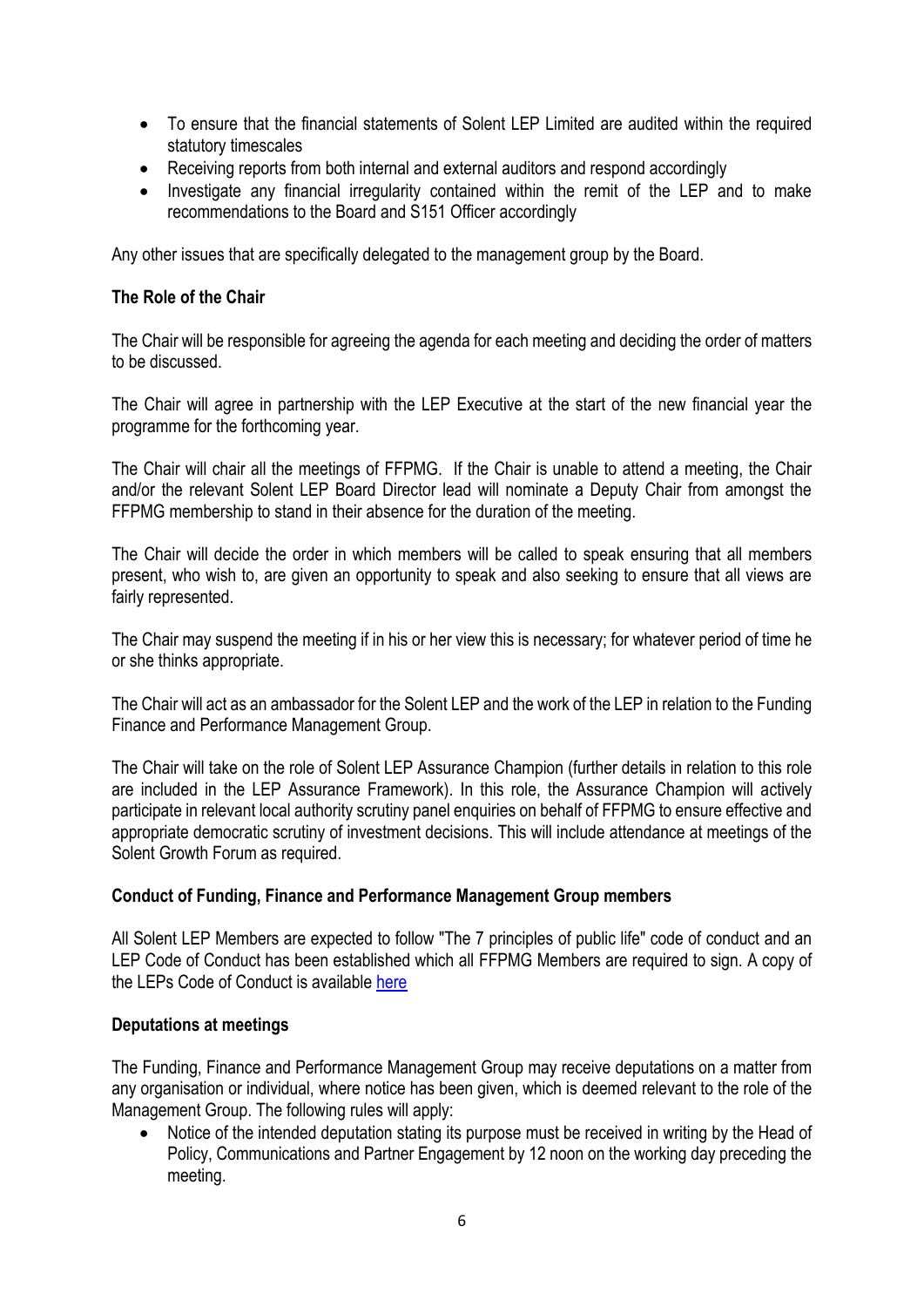- To ensure that the financial statements of Solent LEP Limited are audited within the required statutory timescales
- Receiving reports from both internal and external auditors and respond accordingly
- Investigate any financial irregularity contained within the remit of the LEP and to make recommendations to the Board and S151 Officer accordingly

Any other issues that are specifically delegated to the management group by the Board.

**The Role of the Chair**

The Chair will be responsible for agreeing the agenda for each meeting and deciding the order of matters to be discussed.

The Chair will agree in partnership with the LEP Executive at the start of the new financial year the programme for the forthcoming year.

The Chair will chair all the meetings of FFPMG. If the Chair is unable to attend a meeting, the Chair and/or the relevant Solent LEP Board Director lead will nominate a Deputy Chair from amongst the FFPMG membership to stand in their absence for the duration of the meeting.

The Chair will decide the order in which members will be called to speak ensuring that all members present, who wish to, are given an opportunity to speak and also seeking to ensure that all views are fairly represented.

The Chair may suspend the meeting if in his or her view this is necessary; for whatever period of time he or she thinks appropriate.

The Chair will act as an ambassador for the Solent LEP and the work of the LEP in relation to the Funding Finance and Performance Management Group.

The Chair will take on the role of Solent LEP Assurance Champion (further details in relation to this role are included in the LEP Assurance Framework). In this role, the Assurance Champion will actively participate in relevant local authority scrutiny panel enquiries on behalf of FFPMG to ensure effective and appropriate democratic scrutiny of investment decisions. This will include attendance at meetings of the Solent Growth Forum as required.

**Conduct of Funding, Finance and Performance Management Group members**

All Solent LEP Members are expected to follow "The 7 principles of public life" code of conduct and an LEP Code of Conduct has been established which all FFPMG Members are required to sign. A copy of the LEPs Code of Conduct is available here

**Deputations at meetings**

The Funding, Finance and Performance Management Group may receive deputations on a matter from any organisation or individual, where notice has been given, which is deemed relevant to the role of the Management Group. The following rules will apply:

- Notice of the intended deputation stating its purpose must be received in writing by the Head of Policy, Communications and Partner Engagement by 12 noon on the working day preceding the meeting.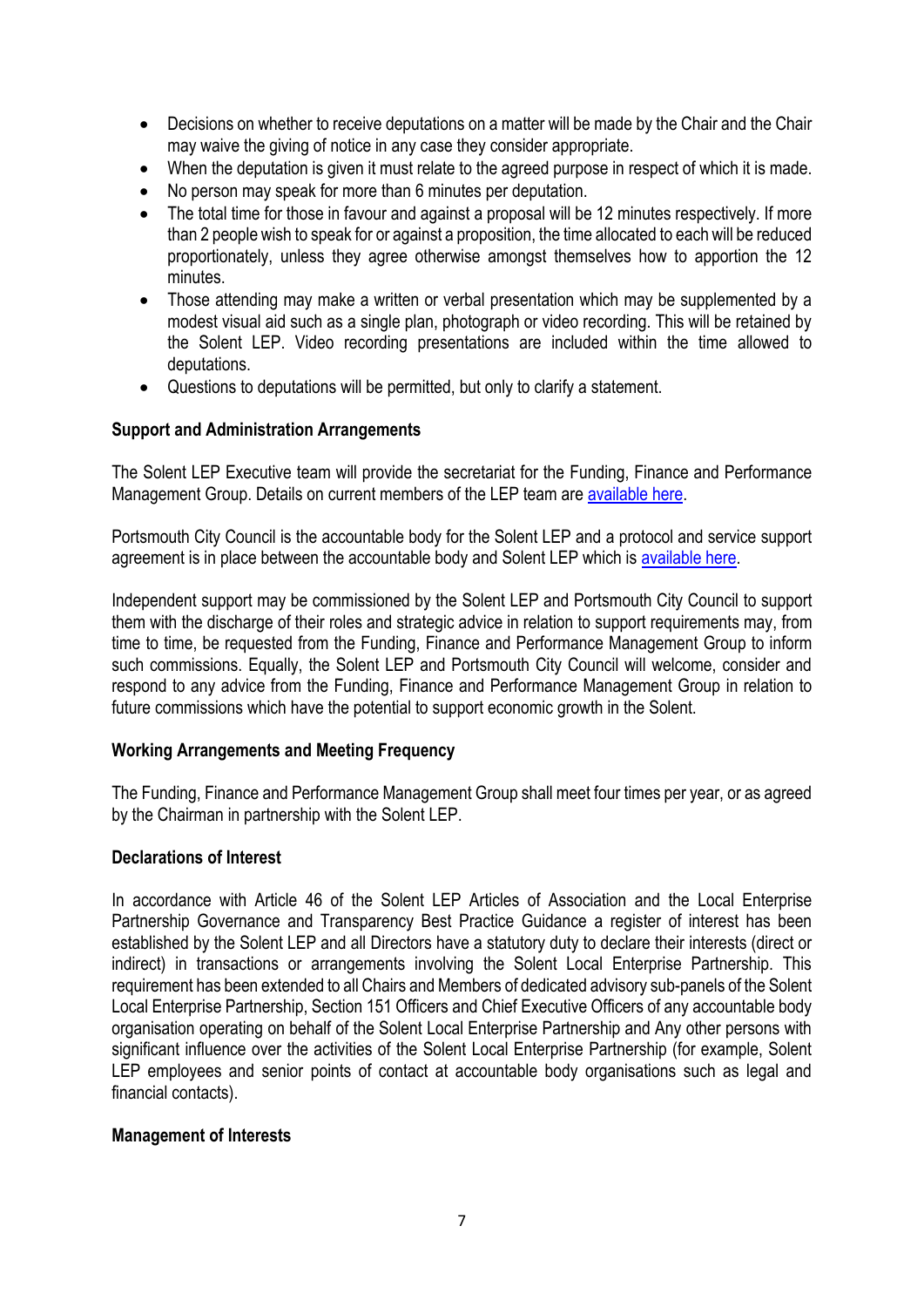- Decisions on whether to receive deputations on a matter will be made by the Chair and the Chair may waive the giving of notice in any case they consider appropriate.
- When the deputation is given it must relate to the agreed purpose in respect of which it is made.
- No person may speak for more than 6 minutes per deputation.
- The total time for those in favour and against a proposal will be 12 minutes respectively. If more than 2 people wish to speak for or against a proposition, the time allocated to each will be reduced proportionately, unless they agree otherwise amongst themselves how to apportion the 12 minutes.
- Those attending may make a written or verbal presentation which may be supplemented by a modest visual aid such as a single plan, photograph or video recording. This will be retained by the Solent LEP. Video recording presentations are included within the time allowed to deputations.
- Questions to deputations will be permitted, but only to clarify a statement.

**Support and Administration Arrangements**

The Solent LEP Executive team will provide the secretariat for the Funding, Finance and Performance Management Group. Details on current members of the LEP team are available here.

Portsmouth City Council is the accountable body for the Solent LEP and a protocol and service support agreement is in place between the accountable body and Solent LEP which is available here.

Independent support may be commissioned by the Solent LEP and Portsmouth City Council to support them with the discharge of their roles and strategic advice in relation to support requirements may, from time to time, be requested from the Funding, Finance and Performance Management Group to inform such commissions. Equally, the Solent LEP and Portsmouth City Council will welcome, consider and respond to any advice from the Funding, Finance and Performance Management Group in relation to future commissions which have the potential to support economic growth in the Solent.

**Working Arrangements and Meeting Frequency**

The Funding, Finance and Performance Management Group shall meet four times per year, or as agreed by the Chairman in partnership with the Solent LEP.

**Declarations of Interest**

In accordance with Article 46 of the Solent LEP Articles of Association and the Local Enterprise Partnership Governance and Transparency Best Practice Guidance a register of interest has been established by the Solent LEP and all Directors have a statutory duty to declare their interests (direct or indirect) in transactions or arrangements involving the Solent Local Enterprise Partnership. This requirement has been extended to all Chairs and Members of dedicated advisory sub-panels of the Solent Local Enterprise Partnership, Section 151 Officers and Chief Executive Officers of any accountable body organisation operating on behalf of the Solent Local Enterprise Partnership and Any other persons with significant influence over the activities of the Solent Local Enterprise Partnership (for example, Solent LEP employees and senior points of contact at accountable body organisations such as legal and financial contacts).

**Management of Interests**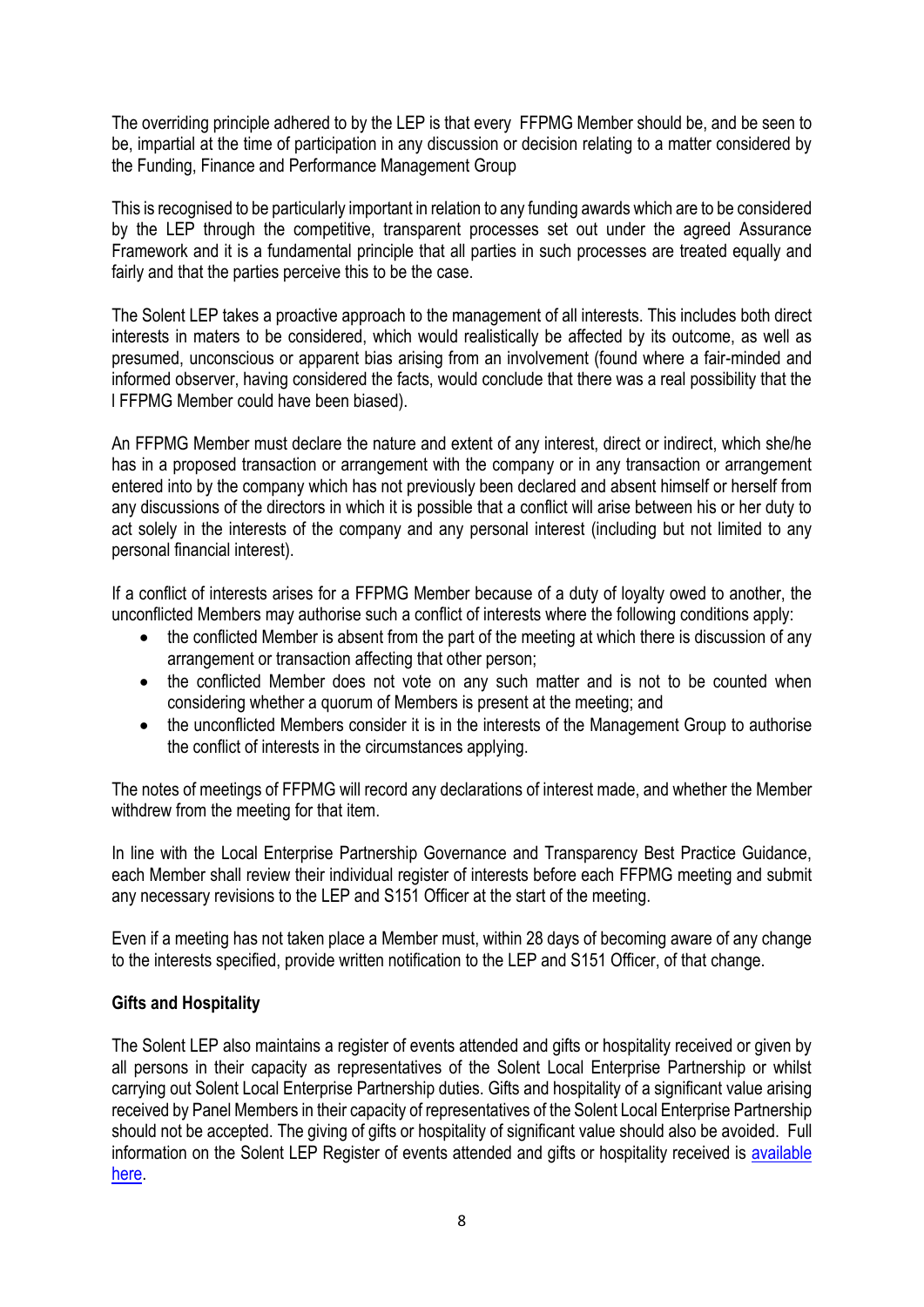The overriding principle adhered to by the LEP is that every FFPMG Member should be, and be seen to be, impartial at the time of participation in any discussion or decision relating to a matter considered by the Funding, Finance and Performance Management Group

This is recognised to be particularly important in relation to any funding awards which are to be considered by the LEP through the competitive, transparent processes set out under the agreed Assurance Framework and it is a fundamental principle that all parties in such processes are treated equally and fairly and that the parties perceive this to be the case.

The Solent LEP takes a proactive approach to the management of all interests. This includes both direct interests in maters to be considered, which would realistically be affected by its outcome, as well as presumed, unconscious or apparent bias arising from an involvement (found where a fair-minded and informed observer, having considered the facts, would conclude that there was a real possibility that the l FFPMG Member could have been biased).

An FFPMG Member must declare the nature and extent of any interest, direct or indirect, which she/he has in a proposed transaction or arrangement with the company or in any transaction or arrangement entered into by the company which has not previously been declared and absent himself or herself from any discussions of the directors in which it is possible that a conflict will arise between his or her duty to act solely in the interests of the company and any personal interest (including but not limited to any personal financial interest).

If a conflict of interests arises for a FFPMG Member because of a duty of loyalty owed to another, the unconflicted Members may authorise such a conflict of interests where the following conditions apply:

- the conflicted Member is absent from the part of the meeting at which there is discussion of any arrangement or transaction affecting that other person;
- the conflicted Member does not vote on any such matter and is not to be counted when considering whether a quorum of Members is present at the meeting; and
- the unconflicted Members consider it is in the interests of the Management Group to authorise the conflict of interests in the circumstances applying.

The notes of meetings of FFPMG will record any declarations of interest made, and whether the Member withdrew from the meeting for that item.

In line with the Local Enterprise Partnership Governance and Transparency Best Practice Guidance, each Member shall review their individual register of interests before each FFPMG meeting and submit any necessary revisions to the LEP and S151 Officer at the start of the meeting.

Even if a meeting has not taken place a Member must, within 28 days of becoming aware of any change to the interests specified, provide written notification to the LEP and S151 Officer, of that change.

**Gifts and Hospitality**

The Solent LEP also maintains a register of events attended and gifts or hospitality received or given by all persons in their capacity as representatives of the Solent Local Enterprise Partnership or whilst carrying out Solent Local Enterprise Partnership duties. Gifts and hospitality of a significant value arising received by Panel Members in their capacity of representatives of the Solent Local Enterprise Partnership should not be accepted. The giving of gifts or hospitality of significant value should also be avoided. Full information on the Solent LEP Register of events attended and gifts or hospitality received is available here.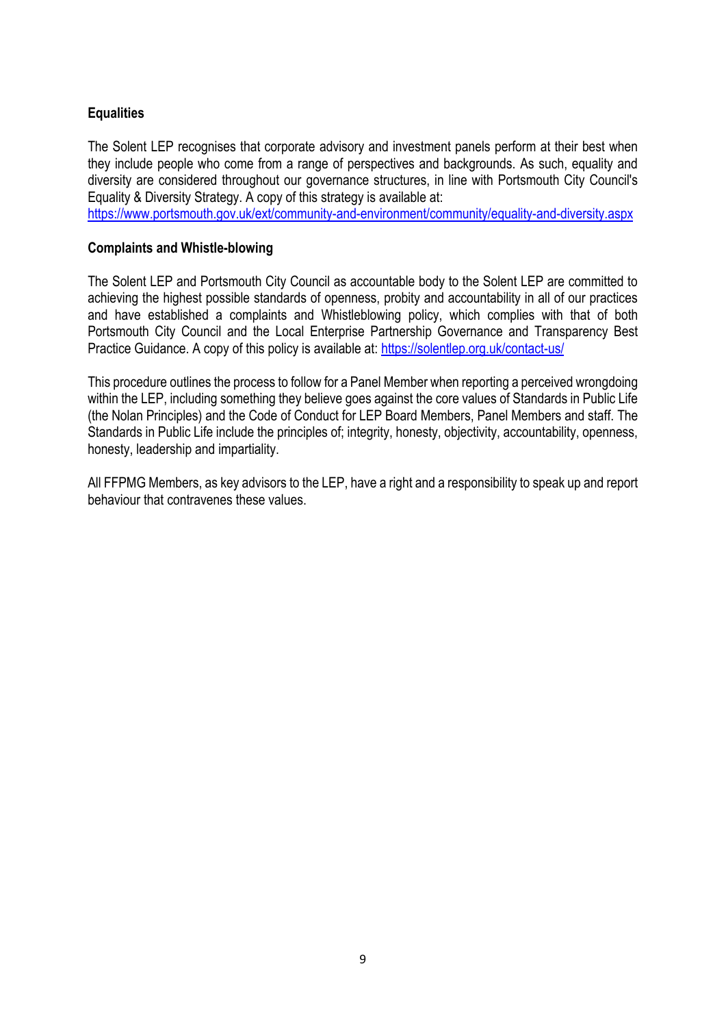**Equalities**

The Solent LEP recognises that corporate advisory and investment panels perform at their best when they include people who come from a range of perspectives and backgrounds. As such, equality and diversity are considered throughout our governance structures, in line with Portsmouth City Council's Equality & Diversity Strategy. A copy of this strategy is available at: https://www.portsmouth.gov.uk/ext/community-and-environment/community/equality-and-diversity.aspx

**Complaints and Whistle-blowing**

The Solent LEP and Portsmouth City Council as accountable body to the Solent LEP are committed to achieving the highest possible standards of openness, probity and accountability in all of our practices and have established a complaints and Whistleblowing policy, which complies with that of both Portsmouth City Council and the Local Enterprise Partnership Governance and Transparency Best Practice Guidance. A copy of this policy is available at: https://solentlep.org.uk/contact-us/

This procedure outlines the process to follow for a Panel Member when reporting a perceived wrongdoing within the LEP, including something they believe goes against the core values of Standards in Public Life (the Nolan Principles) and the Code of Conduct for LEP Board Members, Panel Members and staff. The Standards in Public Life include the principles of; integrity, honesty, objectivity, accountability, openness, honesty, leadership and impartiality.

All FFPMG Members, as key advisors to the LEP, have a right and a responsibility to speak up and report behaviour that contravenes these values.